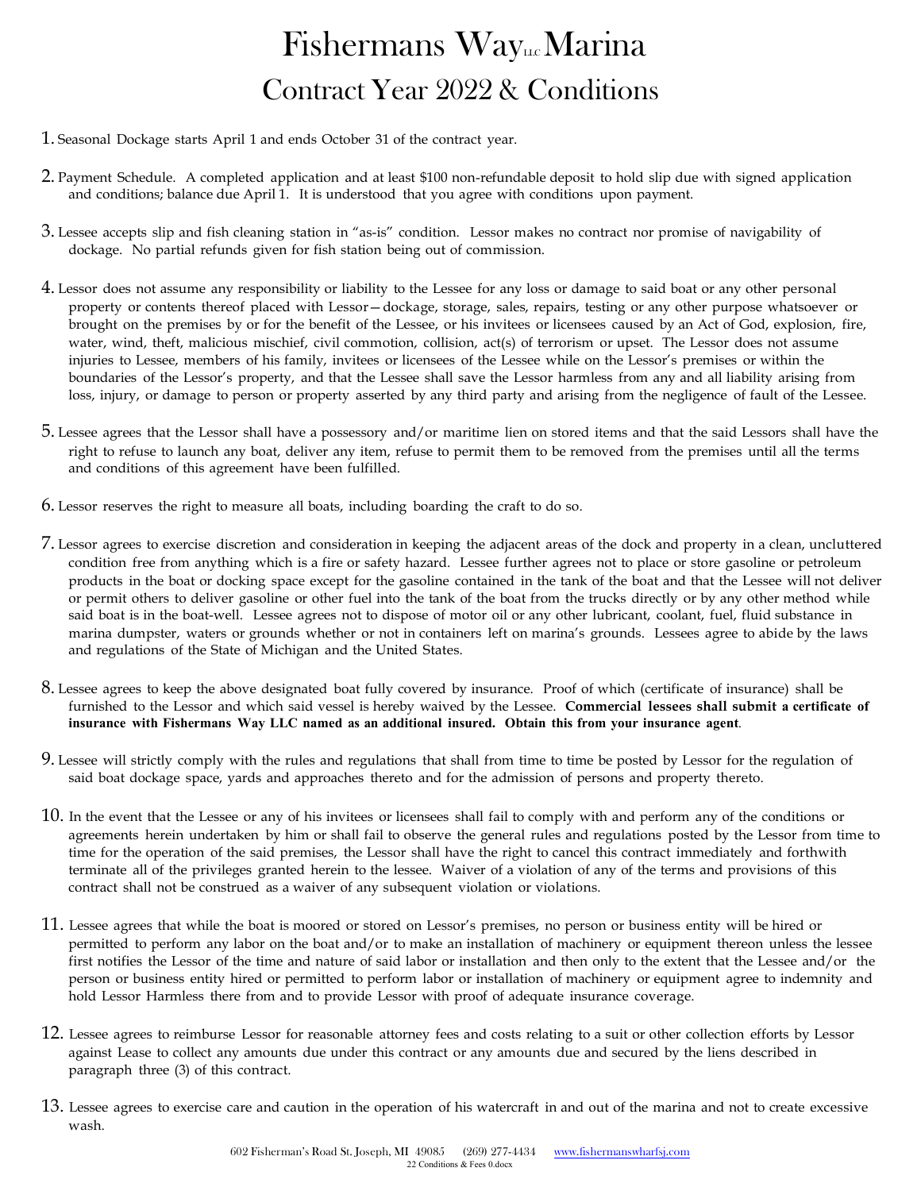# Fishermans Way LLC Marina

## Contract Year 2022 & Conditions

1. Seasonal Dockage starts April 1 and ends October 31 of the contract year.

2. Payment Schedule. A completed application and at least $100 non-refundable deposit to hold slip due with signed application and conditions; balance due April 1. It is understood that you agree with conditions upon payment.

3. Lessee accepts slip and fish cleaning station in "as-is" condition. Lessor makes no contract nor promise of navigability of dockage. No partial refunds given for fish station being out of commission.

4. Lessor does not assume any responsibility or liability to the Lessee for any loss or damage to said boat or any other personal property or contents thereof placed with Lessor—dockage, storage, sales, repairs, testing or any other purpose whatsoever or brought on the premises by or for the benefit of the Lessee, or his invitees or licensees caused by an Act of God, explosion, fire, water, wind, theft, malicious mischief, civil commotion, collision, act(s) of terrorism or upset. The Lessor does not assume injuries to Lessee, members of his family, invitees or licensees of the Lessee while on the Lessor's premises or within the boundaries of the Lessor's property, and that the Lessee shall save the Lessor harmless from any and all liability arising from loss, injury, or damage to person or property asserted by any third party and arising from the negligence of fault of the Lessee.

5. Lessee agrees that the Lessor shall have a possessory and/or maritime lien on stored items and that the said Lessors shall have the right to refuse to launch any boat, deliver any item, refuse to permit them to be removed from the premises until all the terms and conditions of this agreement have been fulfilled.

6. Lessor reserves the right to measure all boats, including boarding the craft to do so.

7. Lessor agrees to exercise discretion and consideration in keeping the adjacent areas of the dock and property in a clean, uncluttered condition free from anything which is a fire or safety hazard. Lessee further agrees not to place or store gasoline or petroleum products in the boat or docking space except for the gasoline contained in the tank of the boat and that the Lessee will not deliver or permit others to deliver gasoline or other fuel into the tank of the boat from the trucks directly or by any other method while said boat is in the boat-well. Lessee agrees not to dispose of motor oil or any other lubricant, coolant, fuel, fluid substance in marina dumpster, waters or grounds whether or not in containers left on marina's grounds. Lessees agree to abide by the laws and regulations of the State of Michigan and the United States.

8. Lessee agrees to keep the above designated boat fully covered by insurance. Proof of which (certificate of insurance) shall be furnished to the Lessor and which said vessel is hereby waived by the Lessee. **Commercial lessees shall submit a certificate of insurance with Fishermans Way LLC named as an additional insured. Obtain this from your insurance agent**.

9. Lessee will strictly comply with the rules and regulations that shall from time to time be posted by Lessor for the regulation of said boat dockage space, yards and approaches thereto and for the admission of persons and property thereto.

10. In the event that the Lessee or any of his invitees or licensees shall fail to comply with and perform any of the conditions or agreements herein undertaken by him or shall fail to observe the general rules and regulations posted by the Lessor from time to time for the operation of the said premises, the Lessor shall have the right to cancel this contract immediately and forthwith terminate all of the privileges granted herein to the lessee. Waiver of a violation of any of the terms and provisions of this contract shall not be construed as a waiver of any subsequent violation or violations.

11. Lessee agrees that while the boat is moored or stored on Lessor's premises, no person or business entity will be hired or permitted to perform any labor on the boat and/or to make an installation of machinery or equipment thereon unless the lessee first notifies the Lessor of the time and nature of said labor or installation and then only to the extent that the Lessee and/or the person or business entity hired or permitted to perform labor or installation of machinery or equipment agree to indemnity and hold Lessor Harmless there from and to provide Lessor with proof of adequate insurance coverage.

12. Lessee agrees to reimburse Lessor for reasonable attorney fees and costs relating to a suit or other collection efforts by Lessor against Lease to collect any amounts due under this contract or any amounts due and secured by the liens described in paragraph three (3) of this contract.

13. Lessee agrees to exercise care and caution in the operation of his watercraft in and out of the marina and not to create excessive wash.

602 Fisherman's Road St. Joseph, MI 49085 (269) 277-4434 www.fishermanswharfsj.com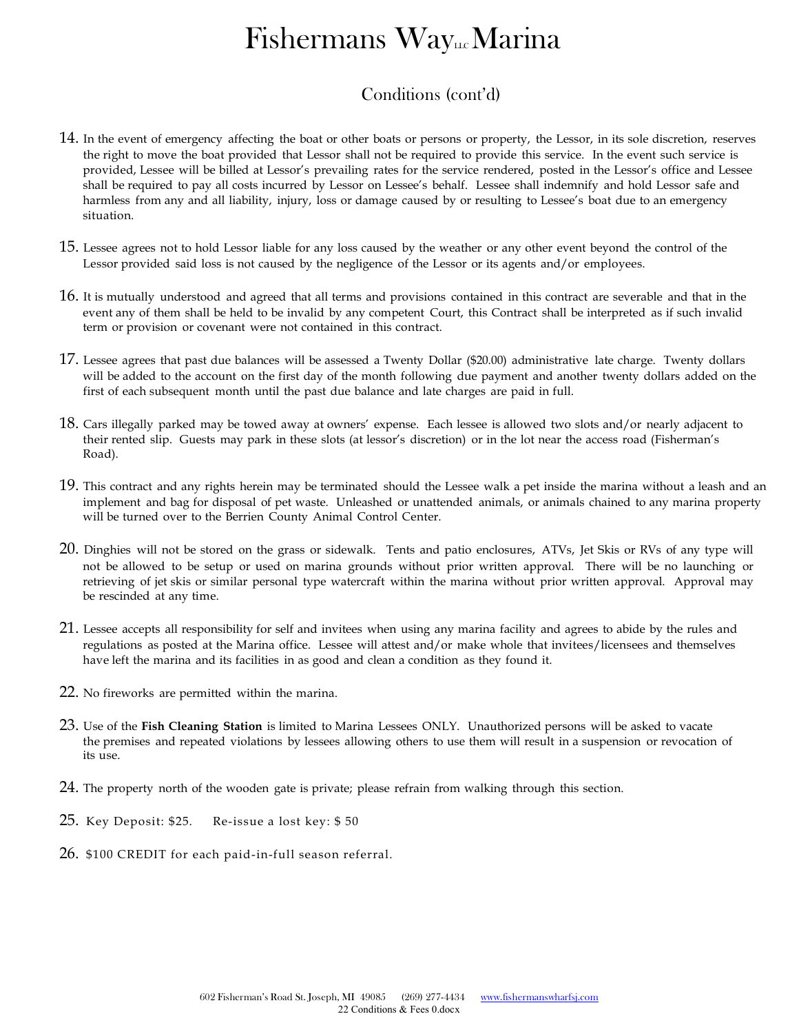# Fishermans Way LLC Marina

## Conditions (cont'd)

14. In the event of emergency affecting the boat or other boats or persons or property, the Lessor, in its sole discretion, reserves the right to move the boat provided that Lessor shall not be required to provide this service. In the event such service is provided, Lessee will be billed at Lessor's prevailing rates for the service rendered, posted in the Lessor's office and Lessee shall be required to pay all costs incurred by Lessor on Lessee's behalf. Lessee shall indemnify and hold Lessor safe and harmless from any and all liability, injury, loss or damage caused by or resulting to Lessee's boat due to an emergency situation.

15. Lessee agrees not to hold Lessor liable for any loss caused by the weather or any other event beyond the control of the Lessor provided said loss is not caused by the negligence of the Lessor or its agents and/or employees.

16. It is mutually understood and agreed that all terms and provisions contained in this contract are severable and that in the event any of them shall be held to be invalid by any competent Court, this Contract shall be interpreted as if such invalid term or provision or covenant were not contained in this contract.

17. Lessee agrees that past due balances will be assessed a Twenty Dollar ($20.00) administrative late charge. Twenty dollars will be added to the account on the first day of the month following due payment and another twenty dollars added on the first of each subsequent month until the past due balance and late charges are paid in full.

18. Cars illegally parked may be towed away at owners' expense. Each lessee is allowed two slots and/or nearly adjacent to their rented slip. Guests may park in these slots (at lessor's discretion) or in the lot near the access road (Fisherman's Road).

19. This contract and any rights herein may be terminated should the Lessee walk a pet inside the marina without a leash and an implement and bag for disposal of pet waste. Unleashed or unattended animals, or animals chained to any marina property will be turned over to the Berrien County Animal Control Center.

20. Dinghies will not be stored on the grass or sidewalk. Tents and patio enclosures, ATVs, Jet Skis or RVs of any type will not be allowed to be setup or used on marina grounds without prior written approval. There will be no launching or retrieving of jet skis or similar personal type watercraft within the marina without prior written approval. Approval may be rescinded at any time.

21. Lessee accepts all responsibility for self and invitees when using any marina facility and agrees to abide by the rules and regulations as posted at the Marina office. Lessee will attest and/or make whole that invitees/licensees and themselves have left the marina and its facilities in as good and clean a condition as they found it.

22. No fireworks are permitted within the marina.

23. Use of the **Fish Cleaning Station** is limited to Marina Lessees ONLY. Unauthorized persons will be asked to vacate the premises and repeated violations by lessees allowing others to use them will result in a suspension or revocation of its use.

24. The property north of the wooden gate is private; please refrain from walking through this section.

25. Key Deposit: $25. Re-issue a lost key: $ 50

26. $100 CREDIT for each paid-in-full season referral.

602 Fisherman's Road St. Joseph, MI 49085 (269) 277-4434 www.fishermanswharfsj.com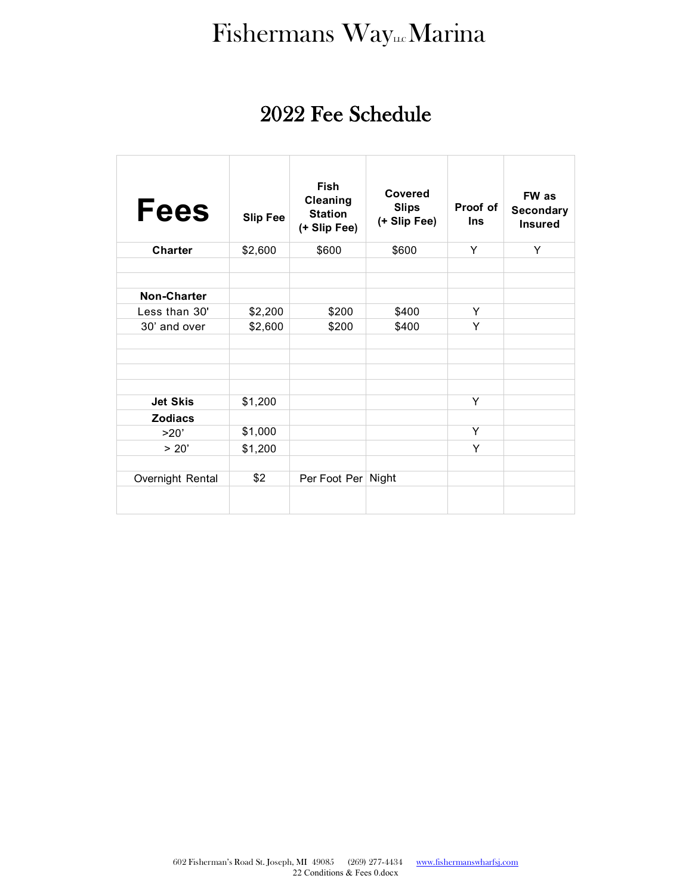# Fishermans Way LLC Marina

## 2022 Fee Schedule

| Fees | Slip Fee | Fish Cleaning Station (+ Slip Fee) | Covered Slips (+ Slip Fee) | Proof of Ins | FW as Secondary Insured |
|---|---|---|---|---|---|
| **Charter** | $2,600 | $600 | $600 | Y | Y |
| | | | | | |
| | | | | | |
| **Non-Charter** | | | | | |
| Less than 30' | $2,200 | $200 | $400 | Y | |
| 30' and over | $2,600 | $200 | $400 | Y | |
| | | | | | |
| | | | | | |
| | | | | | |
| | | | | | |
| **Jet Skis** | $1,200 | | | Y | |
| **Zodiacs** | | | | | |
| >20' | $1,000 | | | Y | |
| > 20' | $1,200 | | | Y | |
| | | | | | |
| Overnight Rental | $2 | Per Foot Per | Night | | |
| | | | | | |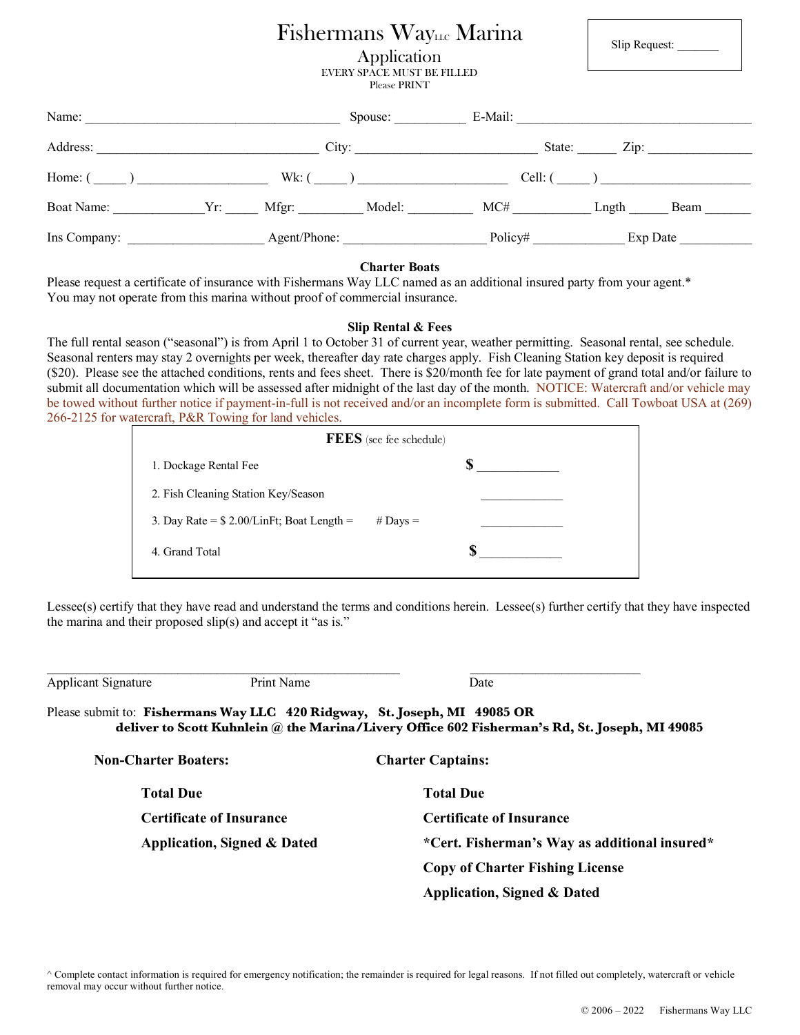# Fishermans Way LLC Marina

## Application

EVERY SPACE MUST BE FILLED
Please PRINT

Slip Request: _______

Name: ________________________________________ Spouse: ___________ E-Mail: _____________________________________

Address: __________________________________ City: ____________________________ State: ______ Zip: ________________

Home: ( _____ ) ____________________ Wk: ( _____ ) _______________________ Cell: ( _____ ) _______________________

Boat Name: ______________ Yr: _____ Mfgr: __________ Model: __________ MC# ____________ Lngth ______ Beam _______

Ins Company: _____________________ Agent/Phone: ______________________ Policy# ______________ Exp Date ___________

### Charter Boats

Please request a certificate of insurance with Fishermans Way LLC named as an additional insured party from your agent.*
You may not operate from this marina without proof of commercial insurance.

### Slip Rental & Fees

The full rental season ("seasonal") is from April 1 to October 31 of current year, weather permitting. Seasonal rental, see schedule. Seasonal renters may stay 2 overnights per week, thereafter day rate charges apply. Fish Cleaning Station key deposit is required ($20). Please see the attached conditions, rents and fees sheet. There is $20/month fee for late payment of grand total and/or failure to submit all documentation which will be assessed after midnight of the last day of the month. NOTICE: Watercraft and/or vehicle may be towed without further notice if payment-in-full is not received and/or an incomplete form is submitted. Call Towboat USA at (269) 266-2125 for watercraft, P&R Towing for land vehicles.

**FEES** (see fee schedule)

| | |
|---|---|
| 1. Dockage Rental Fee | $ ____________ |
| 2. Fish Cleaning Station Key/Season | ____________ |
| 3. Day Rate = $ 2.00/LinFt; Boat Length = # Days = | ____________ |
| 4. Grand Total | $ ____________ |

Lessee(s) certify that they have read and understand the terms and conditions herein. Lessee(s) further certify that they have inspected the marina and their proposed slip(s) and accept it "as is."

_______________________________________________________ __________________________

Applicant Signature Print Name Date

Please submit to: **Fishermans Way LLC 420 Ridgway, St. Joseph, MI 49085 OR deliver to Scott Kuhnlein @ the Marina/Livery Office 602 Fisherman's Rd, St. Joseph, MI 49085**

**Non-Charter Boaters:**

- **Total Due**
- **Certificate of Insurance**
- **Application, Signed & Dated**

**Charter Captains:**

- **Total Due**
- **Certificate of Insurance**
- ***Cert. Fisherman's Way as additional insured***
- **Copy of Charter Fishing License**
- **Application, Signed & Dated**

^ Complete contact information is required for emergency notification; the remainder is required for legal reasons. If not filled out completely, watercraft or vehicle removal may occur without further notice.

© 2006 – 2022 Fishermans Way LLC